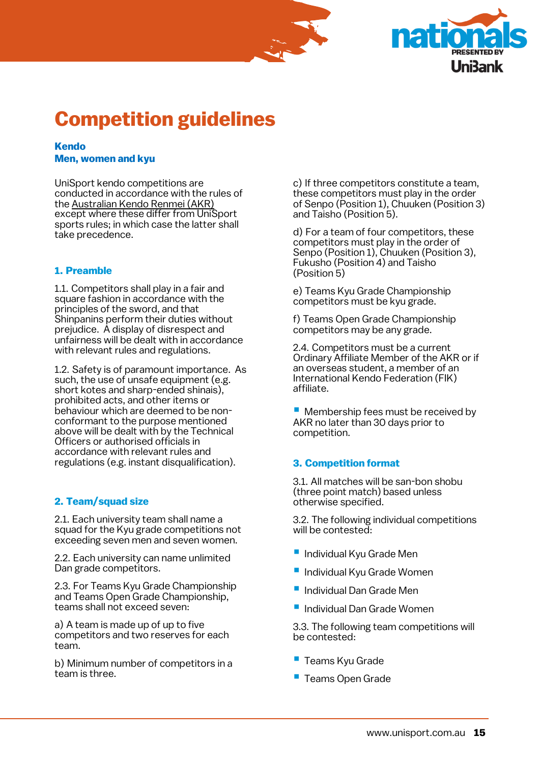# Competition guidelines

**Kendo**
**Men, women and kyu**

UniSport kendo competitions are conducted in accordance with the rules of the Australian Kendo Renmei (AKR) except where these differ from UniSport sports rules; in which case the latter shall take precedence.

## 1. Preamble

1.1. Competitors shall play in a fair and square fashion in accordance with the principles of the sword, and that Shinpanins perform their duties without prejudice. A display of disrespect and unfairness will be dealt with in accordance with relevant rules and regulations.

1.2. Safety is of paramount importance. As such, the use of unsafe equipment (e.g. short kotes and sharp-ended shinais), prohibited acts, and other items or behaviour which are deemed to be non-conformant to the purpose mentioned above will be dealt with by the Technical Officers or authorised officials in accordance with relevant rules and regulations (e.g. instant disqualification).

## 2. Team/squad size

2.1. Each university team shall name a squad for the Kyu grade competitions not exceeding seven men and seven women.

2.2. Each university can name unlimited Dan grade competitors.

2.3. For Teams Kyu Grade Championship and Teams Open Grade Championship, teams shall not exceed seven:

a) A team is made up of up to five competitors and two reserves for each team.

b) Minimum number of competitors in a team is three.

c) If three competitors constitute a team, these competitors must play in the order of Senpo (Position 1), Chuuken (Position 3) and Taisho (Position 5).

d) For a team of four competitors, these competitors must play in the order of Senpo (Position 1), Chuuken (Position 3), Fukusho (Position 4) and Taisho (Position 5)

e) Teams Kyu Grade Championship competitors must be kyu grade.

f) Teams Open Grade Championship competitors may be any grade.

2.4. Competitors must be a current Ordinary Affiliate Member of the AKR or if an overseas student, a member of an International Kendo Federation (FIK) affiliate.

- Membership fees must be received by AKR no later than 30 days prior to competition.

## 3. Competition format

3.1. All matches will be san-bon shobu (three point match) based unless otherwise specified.

3.2. The following individual competitions will be contested:

- Individual Kyu Grade Men
- Individual Kyu Grade Women
- Individual Dan Grade Men
- Individual Dan Grade Women

3.3. The following team competitions will be contested:

- Teams Kyu Grade
- Teams Open Grade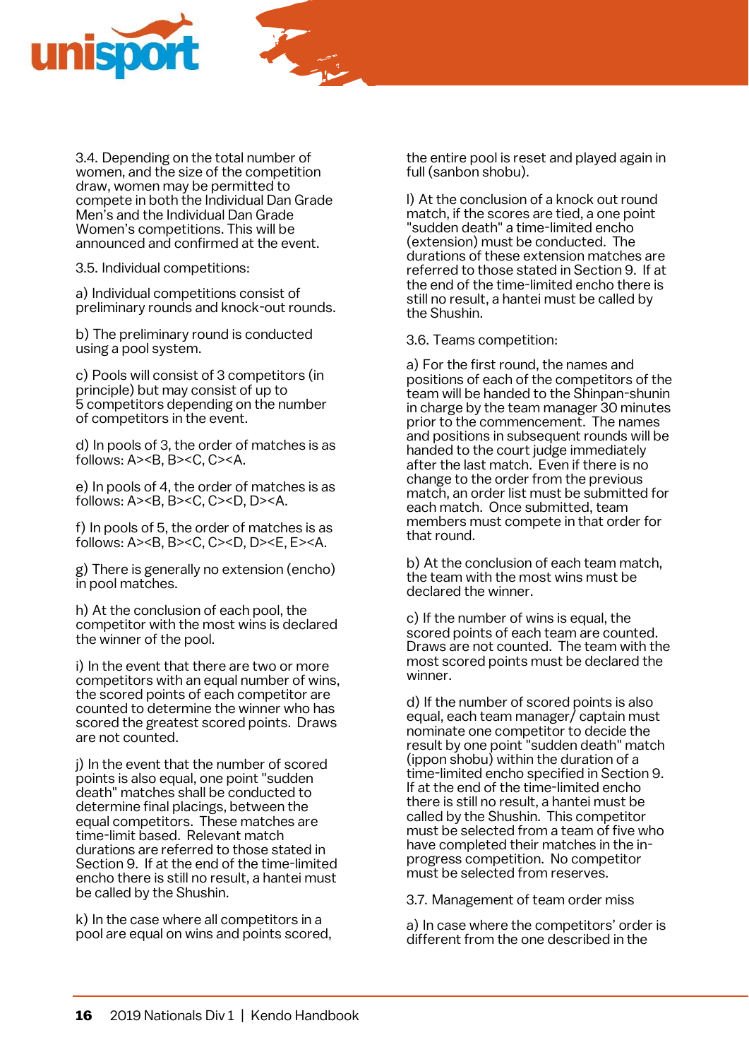3.4. Depending on the total number of women, and the size of the competition draw, women may be permitted to compete in both the Individual Dan Grade Men's and the Individual Dan Grade Women's competitions. This will be announced and confirmed at the event.

3.5. Individual competitions:

a) Individual competitions consist of preliminary rounds and knock-out rounds.

b) The preliminary round is conducted using a pool system.

c) Pools will consist of 3 competitors (in principle) but may consist of up to 5 competitors depending on the number of competitors in the event.

d) In pools of 3, the order of matches is as follows: A><B, B><C, C><A.

e) In pools of 4, the order of matches is as follows: A><B, B><C, C><D, D><A.

f) In pools of 5, the order of matches is as follows: A><B, B><C, C><D, D><E, E><A.

g) There is generally no extension (encho) in pool matches.

h) At the conclusion of each pool, the competitor with the most wins is declared the winner of the pool.

i) In the event that there are two or more competitors with an equal number of wins, the scored points of each competitor are counted to determine the winner who has scored the greatest scored points. Draws are not counted.

j) In the event that the number of scored points is also equal, one point "sudden death" matches shall be conducted to determine final placings, between the equal competitors. These matches are time-limit based. Relevant match durations are referred to those stated in Section 9. If at the end of the time-limited encho there is still no result, a hantei must be called by the Shushin.

k) In the case where all competitors in a pool are equal on wins and points scored, the entire pool is reset and played again in full (sanbon shobu).

l) At the conclusion of a knock out round match, if the scores are tied, a one point "sudden death" a time-limited encho (extension) must be conducted. The durations of these extension matches are referred to those stated in Section 9. If at the end of the time-limited encho there is still no result, a hantei must be called by the Shushin.

3.6. Teams competition:

a) For the first round, the names and positions of each of the competitors of the team will be handed to the Shinpan-shunin in charge by the team manager 30 minutes prior to the commencement. The names and positions in subsequent rounds will be handed to the court judge immediately after the last match. Even if there is no change to the order from the previous match, an order list must be submitted for each match. Once submitted, team members must compete in that order for that round.

b) At the conclusion of each team match, the team with the most wins must be declared the winner.

c) If the number of wins is equal, the scored points of each team are counted. Draws are not counted. The team with the most scored points must be declared the winner.

d) If the number of scored points is also equal, each team manager/ captain must nominate one competitor to decide the result by one point "sudden death" match (ippon shobu) within the duration of a time-limited encho specified in Section 9. If at the end of the time-limited encho there is still no result, a hantei must be called by the Shushin. This competitor must be selected from a team of five who have completed their matches in the in-progress competition. No competitor must be selected from reserves.

3.7. Management of team order miss

a) In case where the competitors' order is different from the one described in the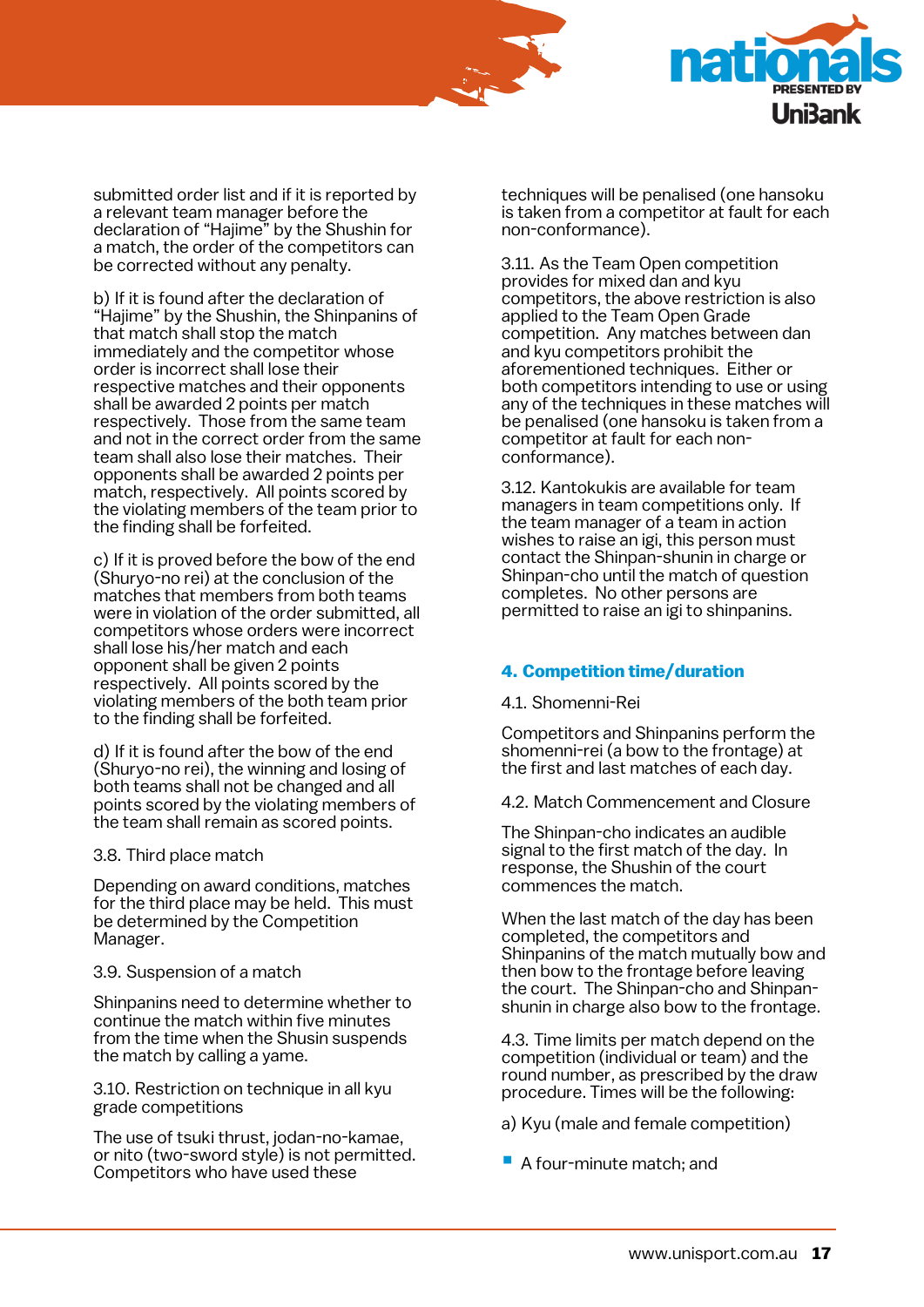submitted order list and if it is reported by a relevant team manager before the declaration of "Hajime" by the Shushin for a match, the order of the competitors can be corrected without any penalty.

b) If it is found after the declaration of "Hajime" by the Shushin, the Shinpanins of that match shall stop the match immediately and the competitor whose order is incorrect shall lose their respective matches and their opponents shall be awarded 2 points per match respectively. Those from the same team and not in the correct order from the same team shall also lose their matches. Their opponents shall be awarded 2 points per match, respectively. All points scored by the violating members of the team prior to the finding shall be forfeited.

c) If it is proved before the bow of the end (Shuryo-no rei) at the conclusion of the matches that members from both teams were in violation of the order submitted, all competitors whose orders were incorrect shall lose his/her match and each opponent shall be given 2 points respectively. All points scored by the violating members of the both team prior to the finding shall be forfeited.

d) If it is found after the bow of the end (Shuryo-no rei), the winning and losing of both teams shall not be changed and all points scored by the violating members of the team shall remain as scored points.

3.8. Third place match

Depending on award conditions, matches for the third place may be held. This must be determined by the Competition Manager.

3.9. Suspension of a match

Shinpanins need to determine whether to continue the match within five minutes from the time when the Shusin suspends the match by calling a yame.

3.10. Restriction on technique in all kyu grade competitions

The use of tsuki thrust, jodan-no-kamae, or nito (two-sword style) is not permitted. Competitors who have used these techniques will be penalised (one hansoku is taken from a competitor at fault for each non-conformance).

3.11. As the Team Open competition provides for mixed dan and kyu competitors, the above restriction is also applied to the Team Open Grade competition. Any matches between dan and kyu competitors prohibit the aforementioned techniques. Either or both competitors intending to use or using any of the techniques in these matches will be penalised (one hansoku is taken from a competitor at fault for each non-conformance).

3.12. Kantokukis are available for team managers in team competitions only. If the team manager of a team in action wishes to raise an igi, this person must contact the Shinpan-shunin in charge or Shinpan-cho until the match of question completes. No other persons are permitted to raise an igi to shinpanins.

## 4. Competition time/duration

4.1. Shomenni-Rei

Competitors and Shinpanins perform the shomenni-rei (a bow to the frontage) at the first and last matches of each day.

4.2. Match Commencement and Closure

The Shinpan-cho indicates an audible signal to the first match of the day. In response, the Shushin of the court commences the match.

When the last match of the day has been completed, the competitors and Shinpanins of the match mutually bow and then bow to the frontage before leaving the court. The Shinpan-cho and Shinpan-shunin in charge also bow to the frontage.

4.3. Time limits per match depend on the competition (individual or team) and the round number, as prescribed by the draw procedure. Times will be the following:

a) Kyu (male and female competition)

- A four-minute match; and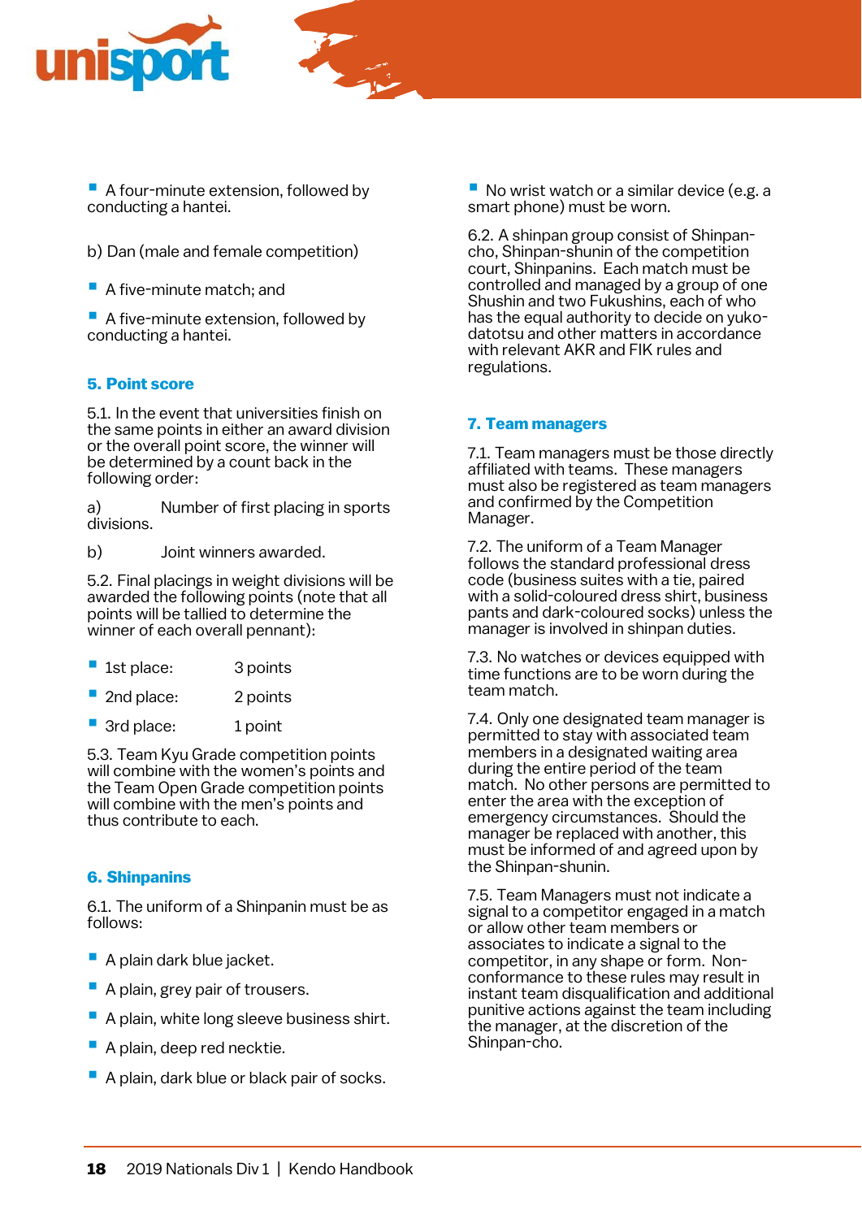- A four-minute extension, followed by conducting a hantei.

b) Dan (male and female competition)

- A five-minute match; and
- A five-minute extension, followed by conducting a hantei.

## 5. Point score

5.1. In the event that universities finish on the same points in either an award division or the overall point score, the winner will be determined by a count back in the following order:

a) Number of first placing in sports divisions.

b) Joint winners awarded.

5.2. Final placings in weight divisions will be awarded the following points (note that all points will be tallied to determine the winner of each overall pennant):

- 1st place: 3 points
- 2nd place: 2 points
- 3rd place: 1 point

5.3. Team Kyu Grade competition points will combine with the women's points and the Team Open Grade competition points will combine with the men's points and thus contribute to each.

## 6. Shinpanins

6.1. The uniform of a Shinpanin must be as follows:

- A plain dark blue jacket.
- A plain, grey pair of trousers.
- A plain, white long sleeve business shirt.
- A plain, deep red necktie.
- A plain, dark blue or black pair of socks.
- No wrist watch or a similar device (e.g. a smart phone) must be worn.

6.2. A shinpan group consist of Shinpan-cho, Shinpan-shunin of the competition court, Shinpanins. Each match must be controlled and managed by a group of one Shushin and two Fukushins, each of who has the equal authority to decide on yuko-datotsu and other matters in accordance with relevant AKR and FIK rules and regulations.

## 7. Team managers

7.1. Team managers must be those directly affiliated with teams. These managers must also be registered as team managers and confirmed by the Competition Manager.

7.2. The uniform of a Team Manager follows the standard professional dress code (business suites with a tie, paired with a solid-coloured dress shirt, business pants and dark-coloured socks) unless the manager is involved in shinpan duties.

7.3. No watches or devices equipped with time functions are to be worn during the team match.

7.4. Only one designated team manager is permitted to stay with associated team members in a designated waiting area during the entire period of the team match. No other persons are permitted to enter the area with the exception of emergency circumstances. Should the manager be replaced with another, this must be informed of and agreed upon by the Shinpan-shunin.

7.5. Team Managers must not indicate a signal to a competitor engaged in a match or allow other team members or associates to indicate a signal to the competitor, in any shape or form. Non-conformance to these rules may result in instant team disqualification and additional punitive actions against the team including the manager, at the discretion of the Shinpan-cho.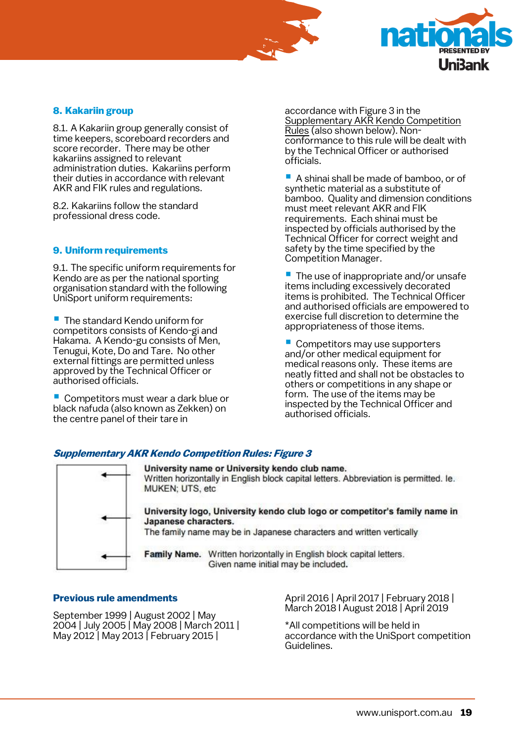## 8. Kakariin group

8.1. A Kakariin group generally consist of time keepers, scoreboard recorders and score recorder. There may be other kakariins assigned to relevant administration duties. Kakariins perform their duties in accordance with relevant AKR and FIK rules and regulations.

8.2. Kakariins follow the standard professional dress code.

## 9. Uniform requirements

9.1. The specific uniform requirements for Kendo are as per the national sporting organisation standard with the following UniSport uniform requirements:

- The standard Kendo uniform for competitors consists of Kendo-gi and Hakama. A Kendo-gu consists of Men, Tenugui, Kote, Do and Tare. No other external fittings are permitted unless approved by the Technical Officer or authorised officials.
- Competitors must wear a dark blue or black nafuda (also known as Zekken) on the centre panel of their tare in accordance with Figure 3 in the Supplementary AKR Kendo Competition Rules (also shown below). Non-conformance to this rule will be dealt with by the Technical Officer or authorised officials.
- A shinai shall be made of bamboo, or of synthetic material as a substitute of bamboo. Quality and dimension conditions must meet relevant AKR and FIK requirements. Each shinai must be inspected by officials authorised by the Technical Officer for correct weight and safety by the time specified by the Competition Manager.
- The use of inappropriate and/or unsafe items including excessively decorated items is prohibited. The Technical Officer and authorised officials are empowered to exercise full discretion to determine the appropriateness of those items.
- Competitors may use supporters and/or other medical equipment for medical reasons only. These items are neatly fitted and shall not be obstacles to others or competitions in any shape or form. The use of the items may be inspected by the Technical Officer and authorised officials.

***Supplementary AKR Kendo Competition Rules: Figure 3***

**University name or University kendo club name.**
Written horizontally in English block capital letters. Abbreviation is permitted. Ie. MUKEN; UTS, etc

**University logo, University kendo club logo or competitor's family name in Japanese characters.**
The family name may be in Japanese characters and written vertically

**Family Name.** Written horizontally in English block capital letters. Given name initial may be included.

## Previous rule amendments

September 1999 | August 2002 | May 2004 | July 2005 | May 2008 | March 2011 | May 2012 | May 2013 | February 2015 | April 2016 | April 2017 | February 2018 | March 2018 I August 2018 | April 2019

*All competitions will be held in accordance with the UniSport competition Guidelines.